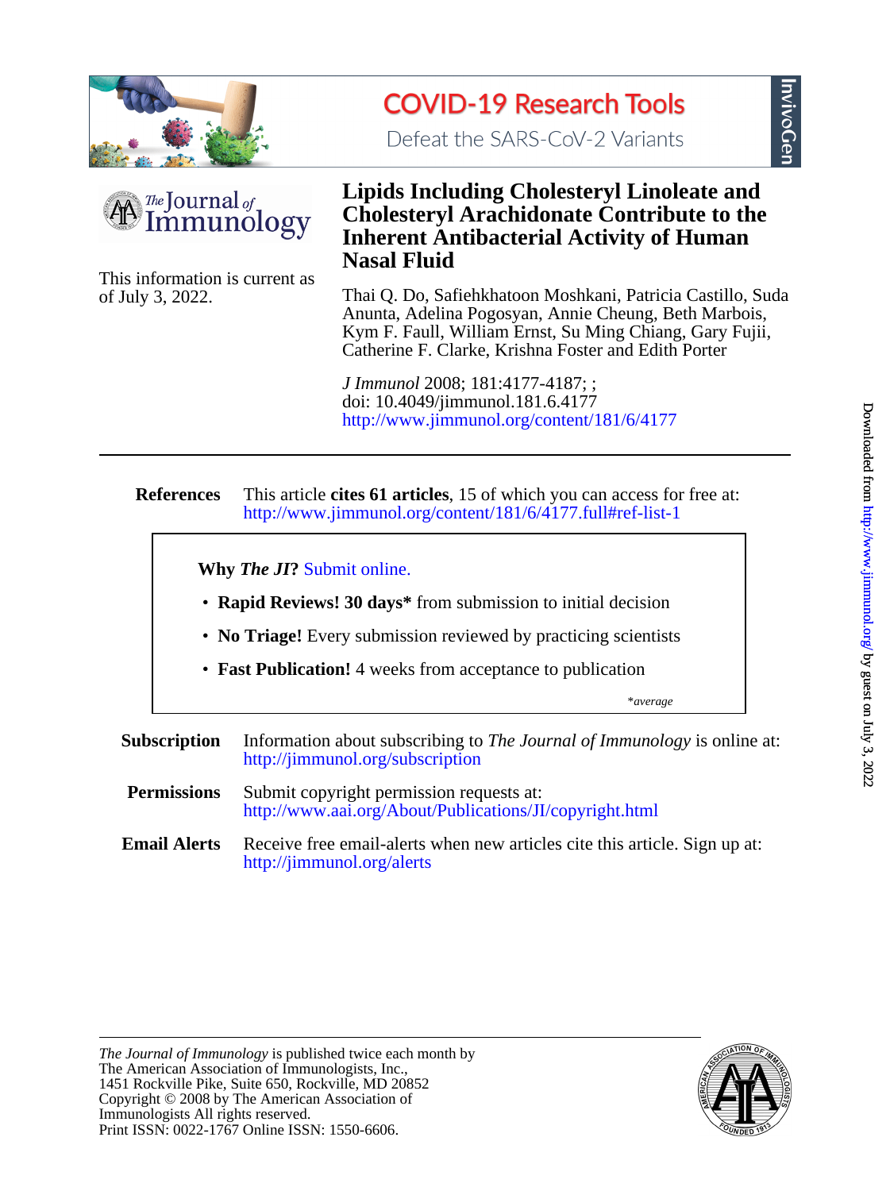# Lipids Including Cholesteryl Linoleate and Cholesteryl Arachidonate Contribute to the Inherent Antibacterial Activity of Human Nasal Fluid

This information is current as of July 3, 2022.

Thai Q. Do, Safiehkhatoon Moshkani, Patricia Castillo, Suda Anunta, Adelina Pogosyan, Annie Cheung, Beth Marbois, Kym F. Faull, William Ernst, Su Ming Chiang, Gary Fujii, Catherine F. Clarke, Krishna Foster and Edith Porter

*J Immunol* 2008; 181:4177-4187; ;
doi: 10.4049/jimmunol.181.6.4177
http://www.jimmunol.org/content/181/6/4177

**References** This article **cites 61 articles**, 15 of which you can access for free at: http://www.jimmunol.org/content/181/6/4177.full#ref-list-1

**Why *The JI*?** Submit online.

- **Rapid Reviews! 30 days*** from submission to initial decision
- **No Triage!** Every submission reviewed by practicing scientists
- **Fast Publication!** 4 weeks from acceptance to publication

**average*

**Subscription** Information about subscribing to *The Journal of Immunology* is online at: http://jimmunol.org/subscription

**Permissions** Submit copyright permission requests at: http://www.aai.org/About/Publications/JI/copyright.html

**Email Alerts** Receive free email-alerts when new articles cite this article. Sign up at: http://jimmunol.org/alerts

*The Journal of Immunology* is published twice each month by
The American Association of Immunologists, Inc.,
1451 Rockville Pike, Suite 650, Rockville, MD 20852
Copyright © 2008 by The American Association of Immunologists All rights reserved.
Print ISSN: 0022-1767 Online ISSN: 1550-6606.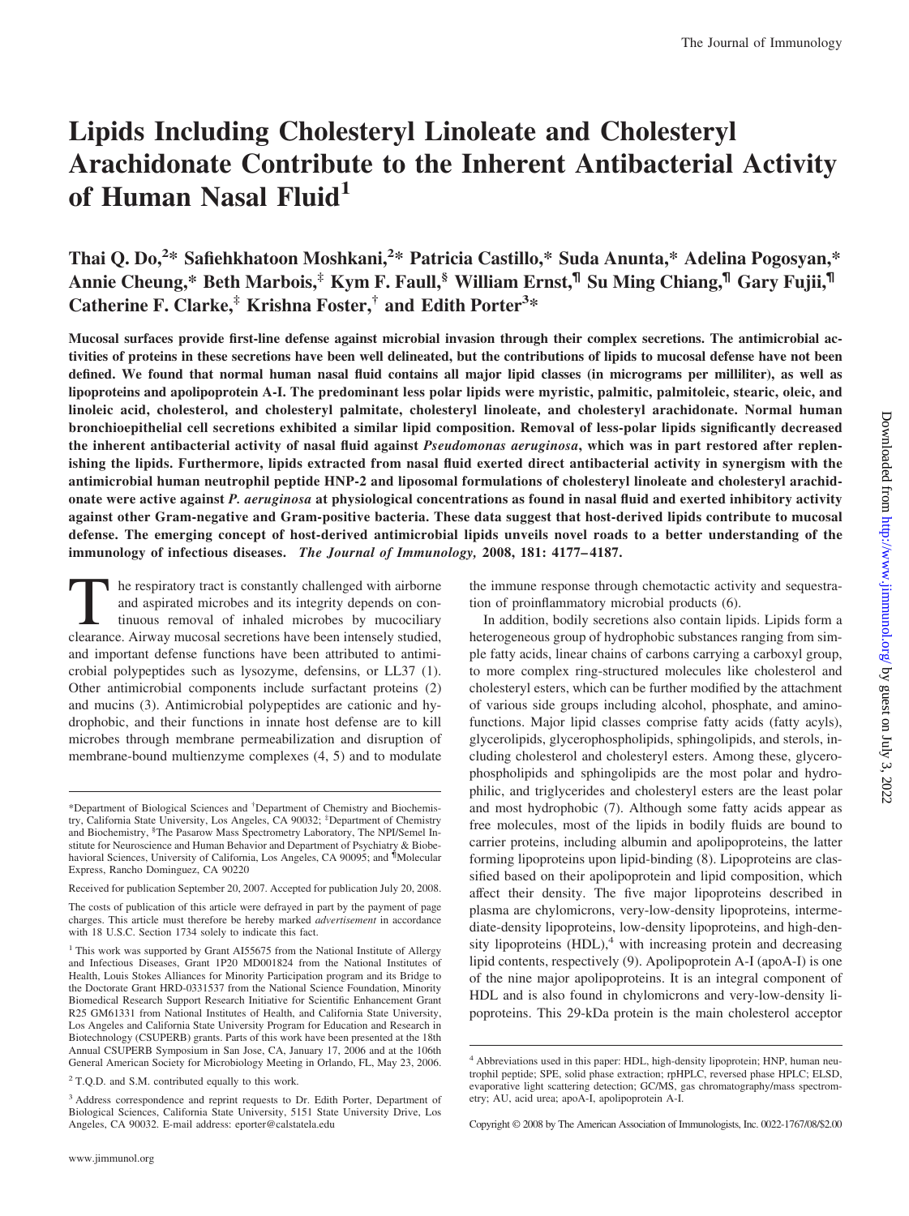# Lipids Including Cholesteryl Linoleate and Cholesteryl Arachidonate Contribute to the Inherent Antibacterial Activity of Human Nasal Fluid[1]

**Thai Q. Do,[2]* Safiehkhatoon Moshkani,[2]* Patricia Castillo,* Suda Anunta,* Adelina Pogosyan,* Annie Cheung,* Beth Marbois,[‡] Kym F. Faull,[§] William Ernst,[¶] Su Ming Chiang,[¶] Gary Fujii,[¶] Catherine F. Clarke,[‡] Krishna Foster,[†] and Edith Porter[3]***

**Mucosal surfaces provide first-line defense against microbial invasion through their complex secretions. The antimicrobial activities of proteins in these secretions have been well delineated, but the contributions of lipids to mucosal defense have not been defined. We found that normal human nasal fluid contains all major lipid classes (in micrograms per milliliter), as well as lipoproteins and apolipoprotein A-I. The predominant less polar lipids were myristic, palmitic, palmitoleic, stearic, oleic, and linoleic acid, cholesterol, and cholesteryl palmitate, cholesteryl linoleate, and cholesteryl arachidonate. Normal human bronchioepithelial cell secretions exhibited a similar lipid composition. Removal of less-polar lipids significantly decreased the inherent antibacterial activity of nasal fluid against *Pseudomonas aeruginosa*, which was in part restored after replenishing the lipids. Furthermore, lipids extracted from nasal fluid exerted direct antibacterial activity in synergism with the antimicrobial human neutrophil peptide HNP-2 and liposomal formulations of cholesteryl linoleate and cholesteryl arachidonate were active against *P. aeruginosa* at physiological concentrations as found in nasal fluid and exerted inhibitory activity against other Gram-negative and Gram-positive bacteria. These data suggest that host-derived lipids contribute to mucosal defense. The emerging concept of host-derived antimicrobial lipids unveils novel roads to a better understanding of the immunology of infectious diseases.** *The Journal of Immunology,* **2008, 181: 4177–4187.**

The respiratory tract is constantly challenged with airborne and aspirated microbes and its integrity depends on continuous removal of inhaled microbes by mucociliary clearance. Airway mucosal secretions have been intensely studied, and important defense functions have been attributed to antimicrobial polypeptides such as lysozyme, defensins, or LL37 (1). Other antimicrobial components include surfactant proteins (2) and mucins (3). Antimicrobial polypeptides are cationic and hydrophobic, and their functions in innate host defense are to kill microbes through membrane permeabilization and disruption of membrane-bound multienzyme complexes (4, 5) and to modulate the immune response through chemotactic activity and sequestration of proinflammatory microbial products (6).

In addition, bodily secretions also contain lipids. Lipids form a heterogeneous group of hydrophobic substances ranging from simple fatty acids, linear chains of carbons carrying a carboxyl group, to more complex ring-structured molecules like cholesterol and cholesteryl esters, which can be further modified by the attachment of various side groups including alcohol, phosphate, and amino-functions. Major lipid classes comprise fatty acids (fatty acyls), glycerolipids, glycerophospholipids, sphingolipids, and sterols, including cholesterol and cholesteryl esters. Among these, glycerophospholipids and sphingolipids are the most polar and hydrophilic, and triglycerides and cholesteryl esters are the least polar and most hydrophobic (7). Although some fatty acids appear as free molecules, most of the lipids in bodily fluids are bound to carrier proteins, including albumin and apolipoproteins, the latter forming lipoproteins upon lipid-binding (8). Lipoproteins are classified based on their apolipoprotein and lipid composition, which affect their density. The five major lipoproteins described in plasma are chylomicrons, very-low-density lipoproteins, intermediate-density lipoproteins, low-density lipoproteins, and high-density lipoproteins (HDL),[4] with increasing protein and decreasing lipid contents, respectively (9). Apolipoprotein A-I (apoA-I) is one of the nine major apolipoproteins. It is an integral component of HDL and is also found in chylomicrons and very-low-density lipoproteins. This 29-kDa protein is the main cholesterol acceptor

---

*Department of Biological Sciences and †Department of Chemistry and Biochemistry, California State University, Los Angeles, CA 90032; ‡Department of Chemistry and Biochemistry, §The Pasarow Mass Spectrometry Laboratory, The NPI/Semel Institute for Neuroscience and Human Behavior and Department of Psychiatry & Biobehavioral Sciences, University of California, Los Angeles, CA 90095; and ¶Molecular Express, Rancho Dominguez, CA 90220

Received for publication September 20, 2007. Accepted for publication July 20, 2008.

The costs of publication of this article were defrayed in part by the payment of page charges. This article must therefore be hereby marked *advertisement* in accordance with 18 U.S.C. Section 1734 solely to indicate this fact.

[1] This work was supported by Grant AI55675 from the National Institute of Allergy and Infectious Diseases, Grant 1P20 MD001824 from the National Institutes of Health, Louis Stokes Alliances for Minority Participation program and its Bridge to the Doctorate Grant HRD-0331537 from the National Science Foundation, Minority Biomedical Research Support Research Initiative for Scientific Enhancement Grant R25 GM61331 from National Institutes of Health, and California State University, Los Angeles and California State University Program for Education and Research in Biotechnology (CSUPERB) grants. Parts of this work have been presented at the 18th Annual CSUPERB Symposium in San Jose, CA, January 17, 2006 and at the 106th General American Society for Microbiology Meeting in Orlando, FL, May 23, 2006.

[2] T.Q.D. and S.M. contributed equally to this work.

[3] Address correspondence and reprint requests to Dr. Edith Porter, Department of Biological Sciences, California State University, 5151 State University Drive, Los Angeles, CA 90032. E-mail address: eporter@calstatela.edu

[4] Abbreviations used in this paper: HDL, high-density lipoprotein; HNP, human neutrophil peptide; SPE, solid phase extraction; rpHPLC, reversed phase HPLC; ELSD, evaporative light scattering detection; GC/MS, gas chromatography/mass spectrometry; AU, acid urea; apoA-I, apolipoprotein A-I.

Copyright © 2008 by The American Association of Immunologists, Inc. 0022-1767/08/$2.00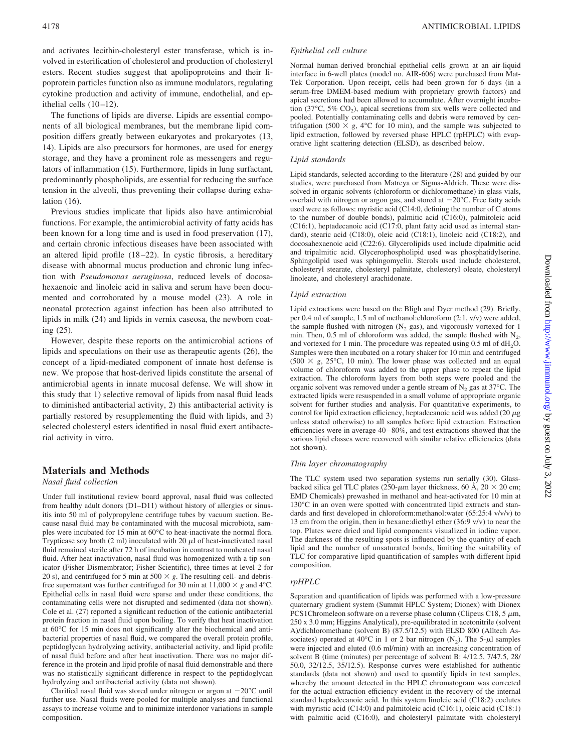and activates lecithin-cholesteryl ester transferase, which is involved in esterification of cholesterol and production of cholesteryl esters. Recent studies suggest that apolipoproteins and their lipoprotein particles function also as immune modulators, regulating cytokine production and activity of immune, endothelial, and epithelial cells (10–12).

The functions of lipids are diverse. Lipids are essential components of all biological membranes, but the membrane lipid composition differs greatly between eukaryotes and prokaryotes (13, 14). Lipids are also precursors for hormones, are used for energy storage, and they have a prominent role as messengers and regulators of inflammation (15). Furthermore, lipids in lung surfactant, predominantly phospholipids, are essential for reducing the surface tension in the alveoli, thus preventing their collapse during exhalation (16).

Previous studies implicate that lipids also have antimicrobial functions. For example, the antimicrobial activity of fatty acids has been known for a long time and is used in food preservation (17), and certain chronic infectious diseases have been associated with an altered lipid profile (18–22). In cystic fibrosis, a hereditary disease with abnormal mucus production and chronic lung infection with *Pseudomonas aeruginosa*, reduced levels of docosahexaenoic and linoleic acid in saliva and serum have been documented and corroborated by a mouse model (23). A role in neonatal protection against infection has been also attributed to lipids in milk (24) and lipids in vernix caseosa, the newborn coating (25).

However, despite these reports on the antimicrobial actions of lipids and speculations on their use as therapeutic agents (26), the concept of a lipid-mediated component of innate host defense is new. We propose that host-derived lipids constitute the arsenal of antimicrobial agents in innate mucosal defense. We will show in this study that 1) selective removal of lipids from nasal fluid leads to diminished antibacterial activity, 2) this antibacterial activity is partially restored by resupplementing the fluid with lipids, and 3) selected cholesteryl esters identified in nasal fluid exert antibacterial activity in vitro.

## Materials and Methods

### *Nasal fluid collection*

Under full institutional review board approval, nasal fluid was collected from healthy adult donors (D1–D11) without history of allergies or sinusitis into 50 ml of polypropylene centrifuge tubes by vacuum suction. Because nasal fluid may be contaminated with the mucosal microbiota, samples were incubated for 15 min at 60°C to heat-inactivate the normal flora. Trypticase soy broth (2 ml) inoculated with 20 $\mu$l of heat-inactivated nasal fluid remained sterile after 72 h of incubation in contrast to nonheated nasal fluid. After heat inactivation, nasal fluid was homogenized with a tip sonicator (Fisher Dismembrator; Fisher Scientific), three times at level 2 for 20 s), and centrifuged for 5 min at 500 × *g*. The resulting cell- and debris-free supernatant was further centrifuged for 30 min at 11,000 × *g* and 4°C. Epithelial cells in nasal fluid were sparse and under these conditions, the contaminating cells were not disrupted and sedimented (data not shown). Cole et al. (27) reported a significant reduction of the cationic antibacterial protein fraction in nasal fluid upon boiling. To verify that heat inactivation at 60°C for 15 min does not significantly alter the biochemical and antibacterial properties of nasal fluid, we compared the overall protein profile, peptidoglycan hydrolyzing activity, antibacterial activity, and lipid profile of nasal fluid before and after heat inactivation. There was no major difference in the protein and lipid profile of nasal fluid demonstrable and there was no statistically significant difference in respect to the peptidoglycan hydrolyzing and antibacterial activity (data not shown).

Clarified nasal fluid was stored under nitrogen or argon at −20°C until further use. Nasal fluids were pooled for multiple analyses and functional assays to increase volume and to minimize interdonor variations in sample composition.

### *Epithelial cell culture*

Normal human-derived bronchial epithelial cells grown at an air-liquid interface in 6-well plates (model no. AIR-606) were purchased from MatTek Corporation. Upon receipt, cells had been grown for 6 days (in a serum-free DMEM-based medium with proprietary growth factors) and apical secretions had been allowed to accumulate. After overnight incubation (37°C, 5% $CO_2$), apical secretions from six wells were collected and pooled. Potentially contaminating cells and debris were removed by centrifugation (500 × *g*, 4°C for 10 min), and the sample was subjected to lipid extraction, followed by reversed phase HPLC (rpHPLC) with evaporative light scattering detection (ELSD), as described below.

### *Lipid standards*

Lipid standards, selected according to the literature (28) and guided by our studies, were purchased from Matreya or Sigma-Aldrich. These were dissolved in organic solvents (chloroform or dichloromethane) in glass vials, overlaid with nitrogen or argon gas, and stored at −20°C. Free fatty acids used were as follows: myristic acid (C14:0, defining the number of C atoms to the number of double bonds), palmitic acid (C16:0), palmitoleic acid (C16:1), heptadecanoic acid (C17:0, plant fatty acid used as internal standard), stearic acid (C18:0), oleic acid (C18:1), linoleic acid (C18:2), and docosahexaenoic acid (C22:6). Glycerolipids used include dipalmitic acid and tripalmitic acid. Glycerophospholipid used was phosphatidylserine. Sphingolipid used was sphingomyelin. Sterols used include cholesterol, cholesteryl stearate, cholesteryl palmitate, cholesteryl oleate, cholesteryl linoleate, and cholesteryl arachidonate.

### *Lipid extraction*

Lipid extractions were based on the Bligh and Dyer method (29). Briefly, per 0.4 ml of sample, 1.5 ml of methanol:chloroform (2:1, v/v) were added, the sample flushed with nitrogen ($N_2$ gas), and vigorously vortexed for 1 min. Then, 0.5 ml of chloroform was added, the sample flushed with $N_2$, and vortexed for 1 min. The procedure was repeated using 0.5 ml of $dH_2O$. Samples were then incubated on a rotary shaker for 10 min and centrifuged (500 × *g*, 25°C, 10 min). The lower phase was collected and an equal volume of chloroform was added to the upper phase to repeat the lipid extraction. The chloroform layers from both steps were pooled and the organic solvent was removed under a gentle stream of $N_2$ gas at 37°C. The extracted lipids were resuspended in a small volume of appropriate organic solvent for further studies and analysis. For quantitative experiments, to control for lipid extraction efficiency, heptadecanoic acid was added (20 $\mu$g unless stated otherwise) to all samples before lipid extraction. Extraction efficiencies were in average 40–80%, and test extractions showed that the various lipid classes were recovered with similar relative efficiencies (data not shown).

### *Thin layer chromatography*

The TLC system used two separation systems run serially (30). Glass-backed silica gel TLC plates (250-$\mu$m layer thickness, 60 Å, 20 × 20 cm; EMD Chemicals) prewashed in methanol and heat-activated for 10 min at 130°C in an oven were spotted with concentrated lipid extracts and standards and first developed in chloroform:methanol:water (65:25:4 v/v/v) to 13 cm from the origin, then in hexane:diethyl ether (36:9 v/v) to near the top. Plates were dried and lipid components visualized in iodine vapor. The darkness of the resulting spots is influenced by the quantity of each lipid and the number of unsaturated bonds, limiting the suitability of TLC for comparative lipid quantification of samples with different lipid composition.

### *rpHPLC*

Separation and quantification of lipids was performed with a low-pressure quaternary gradient system (Summit HPLC System; Dionex) with Dionex PCS1Chromeleon software on a reverse phase column (Clipeus C18, 5 $\mu$m, 250 x 3.0 mm; Higgins Analytical), pre-equilibrated in acetonitrile (solvent A)/dichloromethane (solvent B) (87.5/12.5) with ELSD 800 (Alltech Associates) operated at 40°C in 1 or 2 bar nitrogen ($N_2$). The 5-$\mu$l samples were injected and eluted (0.6 ml/min) with an increasing concentration of solvent B (time (minutes) per percentage of solvent B: 4/12.5, 7/47.5, 28/50.0, 32/12.5, 35/12.5). Response curves were established for authentic standards (data not shown) and used to quantify lipids in test samples, whereby the amount detected in the HPLC chromatogram was corrected for the actual extraction efficiency evident in the recovery of the internal standard heptadecanoic acid. In this system linoleic acid (C18:2) coelutes with myristic acid (C14:0) and palmitoleic acid (C16:1), oleic acid (C18:1) with palmitic acid (C16:0), and cholesteryl palmitate with cholesteryl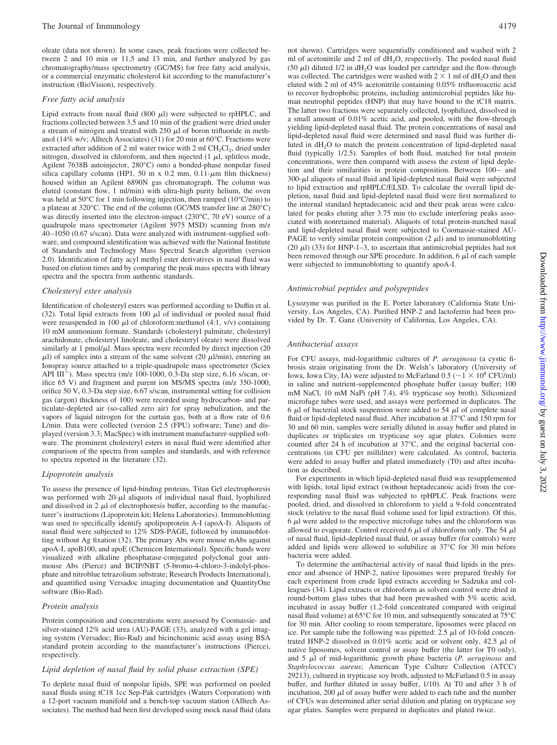oleate (data not shown). In some cases, peak fractions were collected between 2 and 10 min or 11.5 and 13 min, and further analyzed by gas chromatography/mass spectrometry (GC/MS) for free fatty acid analysis, or a commercial enzymatic cholesterol kit according to the manufacturer's instruction (BioVision), respectively.

### *Free fatty acid analysis*

Lipid extracts from nasal fluid (800 μl) were subjected to rpHPLC, and fractions collected between 3.5 and 10 min of the gradient were dried under a stream of nitrogen and treated with 250 μl of boron trifluoride in methanol (14% w/v; Alltech Associates) (31) for 20 min at 60°C. Fractions were extracted after addition of 2 ml water twice with 2 ml $CH_2Cl_2$, dried under nitrogen, dissolved in chloroform, and then injected (1 μl, splitless mode, Agilent 7638B autoinjector, 280°C) onto a bonded-phase nonpolar fused silica capillary column (HP1, 50 m x 0.2 mm, 0.11-μm film thickness) housed within an Agilent 6890N gas chromatograph. The column was eluted (constant flow, 1 ml/min) with ultra-high purity helium, the oven was held at 50°C for 1 min following injection, then ramped (10°C/min) to a plateau at 320°C. The end of the column (GC/MS transfer line at 280°C) was directly inserted into the electron-impact (230°C, 70 eV) source of a quadrupole mass spectrometer (Agilent 5975 MSD) scanning from m/z 40–1050 (0.67 s/scan). Data were analyzed with instrument-supplied software, and compound identification was achieved with the National Institute of Standards and Technology Mass Spectral Search algorithm (version 2.0). Identification of fatty acyl methyl ester derivatives in nasal fluid was based on elution times and by comparing the peak mass spectra with library spectra and the spectra from authentic standards.

### *Cholesteryl ester analysis*

Identification of cholesteryl esters was performed according to Duffin et al. (32). Total lipid extracts from 100 μl of individual or pooled nasal fluid were resuspended in 100 μl of chloroform:methanol (4:1, v/v) containing 10 mM ammonium formate. Standards (cholesteryl palmitate, cholesteryl arachidonate, cholesteryl linoleate, and cholesteryl oleate) were dissolved similarly at 1 pmol/μl. Mass spectra were recorded by direct injection (20 μl) of samples into a stream of the same solvent (20 μl/min), entering an Ionspray source attached to a triple-quadrupole mass spectrometer (Sciex API III$^+$). Mass spectra (m/z 100-1000, 0.3-Da step size, 6.16 s/scan, orifice 65 V) and fragment and parent ion MS/MS spectra (m/z 350-1000, orifice 50 V, 0.3-Da step size, 6.67 s/scan, instrumental setting for collision gas (argon) thickness of 100) were recorded using hydrocarbon- and particulate-depleted air (so-called zero air) for spray nebulization, and the vapors of liquid nitrogen for the curtain gas, both at a flow rate of 0.6 L/min. Data were collected (version 2.5 (FPU) software; Tune) and displayed (version 3.3; MacSpec) with instrument manufacturer-supplied software. The prominent cholesteryl esters in nasal fluid were identified after comparison of the spectra from samples and standards, and with reference to spectra reported in the literature (32).

### *Lipoprotein analysis*

To assess the presence of lipid-binding proteins, Titan Gel electrophoresis was performed with 20-μl aliquots of individual nasal fluid, lyophilized and dissolved in 2 μl of electrophoresis buffer, according to the manufacturer's instructions (Lipoprotein kit; Helena Laboratories). Immunoblotting was used to specifically identify apolipoprotein A-I (apoA-I). Aliquots of nasal fluid were subjected to 12% SDS-PAGE, followed by immunoblotting without Ag fixation (32). The primary Abs were mouse mAbs against apoA-I, apoB100, and apoE (Chemicon International). Specific bands were visualized with alkaline phosphatase-conjugated polyclonal goat anti-mouse Abs (Pierce) and BCIP/NBT (5-bromo-4-chloro-3-indolyl-phosphate and nitroblue tetrazolium substrate; Research Products International), and quantified using Versadoc imaging documentation and QuantityOne software (Bio-Rad).

### *Protein analysis*

Protein composition and concentrations were assessed by Coomassie- and silver-stained 12% acid urea (AU)-PAGE (33), analyzed with a gel imaging system (Versadoc; Bio-Rad) and bicinchoninic acid assay using BSA standard protein according to the manufacturer's instructions (Pierce), respectively.

### *Lipid depletion of nasal fluid by solid phase extraction (SPE)*

To deplete nasal fluid of nonpolar lipids, SPE was performed on pooled nasal fluids using tC18 1cc Sep-Pak cartridges (Waters Corporation) with a 12-port vacuum manifold and a bench-top vacuum station (Alltech Associates). The method had been first developed using mock nasal fluid (data not shown). Cartridges were sequentially conditioned and washed with 2 ml of acetonitrile and 2 ml of $dH_2O$, respectively. The pooled nasal fluid (50 μl) diluted 1/2 in $dH_2O$ was loaded per cartridge and the flow-through was collected. The cartridges were washed with 2 × 1 ml of $dH_2O$ and then eluted with 2 ml of 45% acetonitrile containing 0.05% trifluoroacetic acid to recover hydrophobic proteins, including antimicrobial peptides like human neutrophil peptides (HNP) that may have bound to the tC18 matrix. The latter two fractions were separately collected, lyophilized, dissolved in a small amount of 0.01% acetic acid, and pooled, with the flow-through yielding lipid-depleted nasal fluid. The protein concentrations of nasal and lipid-depleted nasal fluid were determined and nasal fluid was further diluted in $dH_2O$ to match the protein concentration of lipid-depleted nasal fluid (typically 1/2.5). Samples of both fluid, matched for total protein concentrations, were then compared with assess the extent of lipid depletion and their similarities in protein composition. Between 100– and 300-μl aliquots of nasal fluid and lipid-depleted nasal fluid were subjected to lipid extraction and rpHPLC/ELSD. To calculate the overall lipid depletion, nasal fluid and lipid-depleted nasal fluid were first normalized to the internal standard heptadecanoic acid and their peak areas were calculated for peaks eluting after 3.75 min (to exclude interfering peaks associated with nonretained material). Aliquots of total protein-matched nasal and lipid-depleted nasal fluid were subjected to Coomassie-stained AU-PAGE to verify similar protein composition (2 μl) and to immunoblotting (20 μl) (33) for HNP-1–3, to ascertain that antimicrobial peptides had not been removed through our SPE procedure. In addition, 6 μl of each sample were subjected to immunoblotting to quantify apoA-I.

### *Antimicrobial peptides and polypeptides*

Lysozyme was purified in the E. Porter laboratory (California State University, Los Angeles, CA). Purified HNP-2 and lactoferrin had been provided by Dr. T. Ganz (University of California, Los Angeles, CA).

### *Antibacterial assays*

For CFU assays, mid-logarithmic cultures of *P. aeruginosa* (a cystic fibrosis strain originating from the Dr. Welsh's laboratory (University of Iowa, Iowa City, IA) were adjusted to McFarland 0.5 (~1 × $10^8$ CFU/ml) in saline and nutrient-supplemented phosphate buffer (assay buffer; 100 mM NaCl, 10 mM NaPi (pH 7.4), 4% trypticase soy broth). Siliconized microfuge tubes were used, and assays were performed in duplicates. The 6 μl of bacterial stock suspension were added to 54 μl of complete nasal fluid or lipid-depleted nasal fluid. After incubation at 37°C and 150 rpm for 30 and 60 min, samples were serially diluted in assay buffer and plated in duplicates or triplicates on trypticase soy agar plates. Colonies were counted after 24 h of incubation at 37°C, and the original bacterial concentrations (in CFU per milliliter) were calculated. As control, bacteria were added to assay buffer and plated immediately (T0) and after incubation as described.

For experiments in which lipid-depleted nasal fluid was resupplemented with lipids, total lipid extract (without heptadecanoic acid) from the corresponding nasal fluid was subjected to rpHPLC. Peak fractions were pooled, dried, and dissolved in chloroform to yield a 9-fold concentrated stock (relative to the nasal fluid volume used for lipid extraction). Of this, 6 μl were added to the respective microfuge tubes and the chloroform was allowed to evaporate. Control received 6 μl of chloroform only. The 54 μl of nasal fluid, lipid-depleted nasal fluid, or assay buffer (for controls) were added and lipids were allowed to solubilize at 37°C for 30 min before bacteria were added.

To determine the antibacterial activity of nasal fluid lipids in the presence and absence of HNP-2, native liposomes were prepared freshly for each experiment from crude lipid extracts according to Sadzuka and colleagues (34). Lipid extracts or chloroform as solvent control were dried in round-bottom glass tubes that had been prewashed with 5% acetic acid, incubated in assay buffer (1.2-fold concentrated compared with original nasal fluid volume) at 65°C for 10 min, and subsequently sonicated at 75°C for 30 min. After cooling to room temperature, liposomes were placed on ice. Per sample tube the following was pipetted: 2.5 μl of 10-fold concentrated HNP-2 dissolved in 0.01% acetic acid or solvent only, 42.5 μl of native liposomes, solvent control or assay buffer (the latter for T0 only), and 5 μl of mid-logarithmic growth phase bacteria (*P. aeruginosa* and *Staphylococcus aureus*; American Type Culture Collection (ATCC) 29213), cultured in trypticase soy broth, adjusted to McFarland 0.5 in assay buffer, and further diluted in assay buffer, 1/10). At T0 and after 3 h of incubation, 200 μl of assay buffer were added to each tube and the number of CFUs was determined after serial dilution and plating on trypticase soy agar plates. Samples were prepared in duplicates and plated twice.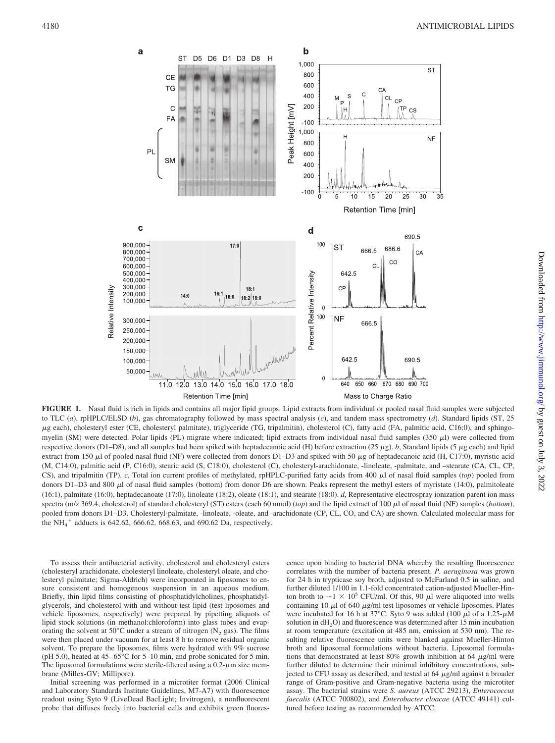**FIGURE 1.** Nasal fluid is rich in lipids and contains all major lipid groups. Lipid extracts from individual or pooled nasal fluid samples were subjected to TLC (*a*), rpHPLC/ELSD (*b*), gas chromatography followed by mass spectral analysis (*c*), and tandem mass spectrometry (*d*). Standard lipids (ST, 25 μg each), cholesteryl ester (CE, cholesteryl palmitate), triglyceride (TG, tripalmitin), cholesterol (C), fatty acid (FA, palmitic acid, C16:0), and sphingomyelin (SM) were detected. Polar lipids (PL) migrate where indicated; lipid extracts from individual nasal fluid samples (350 μl) were collected from respective donors (D1–D8), and all samples had been spiked with heptadecanoic acid (H) before extraction (25 μg). *b*, Standard lipids (5 μg each) and lipid extract from 150 μl of pooled nasal fluid (NF) were collected from donors D1–D3 and spiked with 50 μg of heptadecanoic acid (H, C17:0), myristic acid (M, C14:0), palmitic acid (P, C16:0), stearic acid (S, C18:0), cholesterol (C), cholesteryl-arachidonate, -linoleate, -palmitate, and –stearate (CA, CL, CP, CS), and tripalmitin (TP). *c*, Total ion current profiles of methylated, rpHPLC-purified fatty acids from 400 μl of nasal fluid samples (*top*) pooled from donors D1–D3 and 800 μl of nasal fluid samples (bottom) from donor D6 are shown. Peaks represent the methyl esters of myristate (14:0), palmitoleate (16:1), palmitate (16:0), heptadecanoate (17:0), linoleate (18:2), oleate (18:1), and stearate (18:0). *d*, Representative electrospray ionization parent ion mass spectra (m/z 369.4, cholesterol) of standard cholesteryl (ST) esters (each 60 nmol) (*top*) and the lipid extract of 100 μl of nasal fluid (NF) samples (*bottom*), pooled from donors D1–D3. Cholesteryl-palmitate, -linoleate, -oleate, and -arachidonate (CP, CL, CO, and CA) are shown. Calculated molecular mass for the $NH_4^+$ adducts is 642.62, 666.62, 668.63, and 690.62 Da, respectively.

To assess their antibacterial activity, cholesterol and cholesteryl esters (cholesteryl arachidonate, cholesteryl linoleate, cholesteryl oleate, and cholesteryl palmitate; Sigma-Aldrich) were incorporated in liposomes to ensure consistent and homogenous suspension in an aqueous medium. Briefly, thin lipid films consisting of phosphatidylcholines, phosphatidylglycerols, and cholesterol with and without test lipid (test liposomes and vehicle liposomes, respectively) were prepared by pipetting aliquots of lipid stock solutions (in methanol:chloroform) into glass tubes and evaporating the solvent at 50°C under a stream of nitrogen ($N_2$ gas). The films were then placed under vacuum for at least 8 h to remove residual organic solvent. To prepare the liposomes, films were hydrated with 9% sucrose (pH 5.0), heated at 45–65°C for 5–10 min, and probe sonicated for 5 min. The liposomal formulations were sterile-filtered using a 0.2-μm size membrane (Millex-GV; Millipore).

Initial screening was performed in a microtiter format (2006 Clinical and Laboratory Standards Institute Guidelines, M7-A7) with fluorescence readout using Syto 9 (LiveDead BacLight; Invitrogen), a nonfluorescent probe that diffuses freely into bacterial cells and exhibits green fluorescence upon binding to bacterial DNA whereby the resulting fluorescence correlates with the number of bacteria present. *P. aeruginosa* was grown for 24 h in trypticase soy broth, adjusted to McFarland 0.5 in saline, and further diluted 1/100 in 1.1-fold concentrated cation-adjusted Mueller-Hinton broth to $\sim 1 \times 10^5$ CFU/ml. Of this, 90 μl were aliquoted into wells containing 10 μl of 640 μg/ml test liposomes or vehicle liposomes. Plates were incubated for 16 h at 37°C. Syto 9 was added (100 μl of a 1.25-μM solution in $dH_2O$) and fluorescence was determined after 15 min incubation at room temperature (excitation at 485 nm, emission at 530 nm). The resulting relative fluorescence units were blanked against Mueller-Hinton broth and liposomal formulations without bacteria. Liposomal formulations that demonstrated at least 80% growth inhibition at 64 μg/ml were further diluted to determine their minimal inhibitory concentrations, subjected to CFU assay as described, and tested at 64 μg/ml against a broader range of Gram-positive and Gram-negative bacteria using the microtiter assay. The bacterial strains were *S. aureus* (ATCC 29213), *Enterococcus faecalis* (ATCC 700802), and *Enterobacter cloacae* (ATCC 49141) cultured before testing as recommended by ATCC.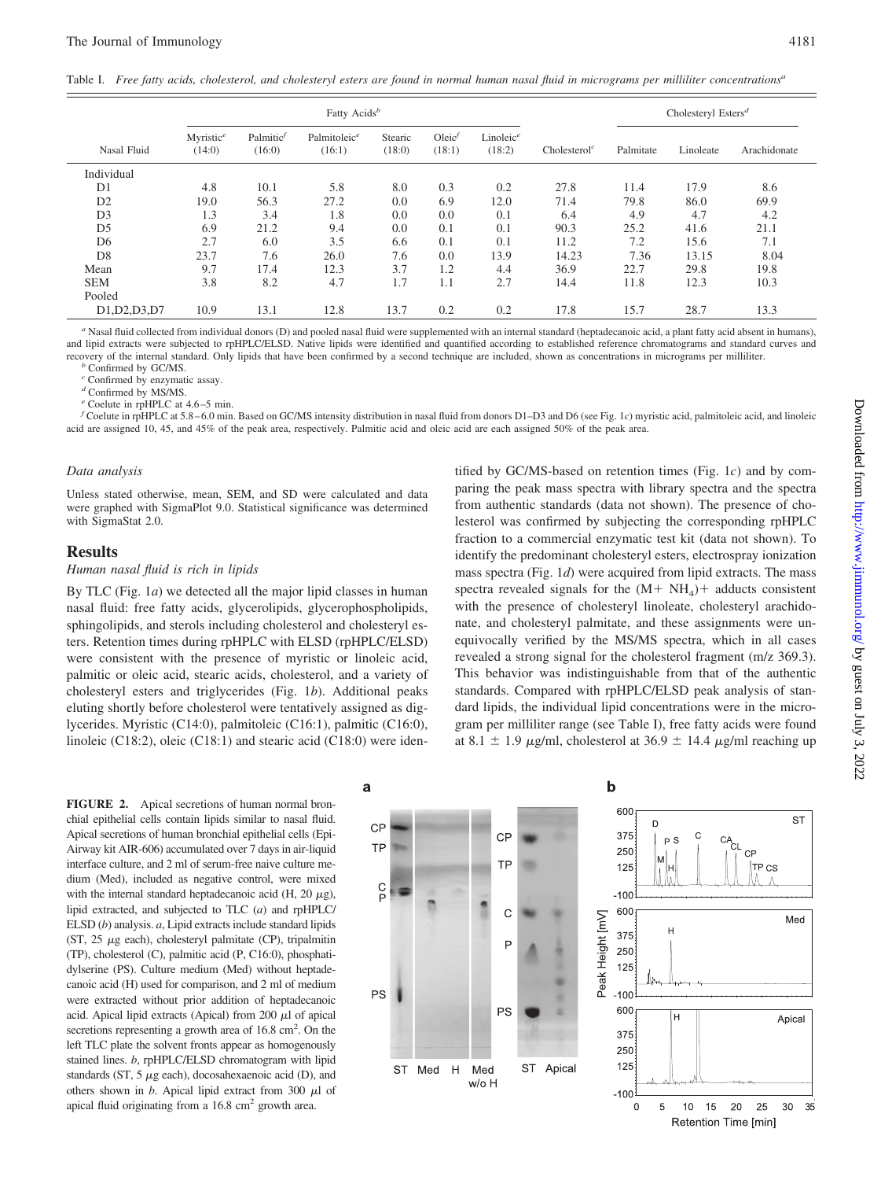Table I. *Free fatty acids, cholesterol, and cholesteryl esters are found in normal human nasal fluid in micrograms per milliliter concentrations*[a]

| | Fatty Acids[b] | | | | | | | Cholesteryl Esters[d] | | |
|---|---|---|---|---|---|---|---|---|---|---|
| Nasal Fluid | Myristic[e] (14:0) | Palmitic[f] (16:0) | Palmitoleic[e] (16:1) | Stearic (18:0) | Oleic[f] (18:1) | Linoleic[e] (18:2) | Cholesterol[c] | Palmitate | Linoleate | Arachidonate |
| Individual | | | | | | | | | | |
| D1 | 4.8 | 10.1 | 5.8 | 8.0 | 0.3 | 0.2 | 27.8 | 11.4 | 17.9 | 8.6 |
| D2 | 19.0 | 56.3 | 27.2 | 0.0 | 6.9 | 12.0 | 71.4 | 79.8 | 86.0 | 69.9 |
| D3 | 1.3 | 3.4 | 1.8 | 0.0 | 0.0 | 0.1 | 6.4 | 4.9 | 4.7 | 4.2 |
| D5 | 6.9 | 21.2 | 9.4 | 0.0 | 0.1 | 0.1 | 90.3 | 25.2 | 41.6 | 21.1 |
| D6 | 2.7 | 6.0 | 3.5 | 6.6 | 0.1 | 0.1 | 11.2 | 7.2 | 15.6 | 7.1 |
| D8 | 23.7 | 7.6 | 26.0 | 7.6 | 0.0 | 13.9 | 14.23 | 7.36 | 13.15 | 8.04 |
| Mean | 9.7 | 17.4 | 12.3 | 3.7 | 1.2 | 4.4 | 36.9 | 22.7 | 29.8 | 19.8 |
| SEM | 3.8 | 8.2 | 4.7 | 1.7 | 1.1 | 2.7 | 14.4 | 11.8 | 12.3 | 10.3 |
| Pooled | | | | | | | | | | |
| D1,D2,D3,D7 | 10.9 | 13.1 | 12.8 | 13.7 | 0.2 | 0.2 | 17.8 | 15.7 | 28.7 | 13.3 |

[a] Nasal fluid collected from individual donors (D) and pooled nasal fluid were supplemented with an internal standard (heptadecanoic acid, a plant fatty acid absent in humans), and lipid extracts were subjected to rpHPLC/ELSD. Native lipids were identified and quantified according to established reference chromatograms and standard curves and recovery of the internal standard. Only lipids that have been confirmed by a second technique are included, shown as concentrations in micrograms per milliliter.

[b] Confirmed by GC/MS.

[c] Confirmed by enzymatic assay.

[d] Confirmed by MS/MS.

[e] Coelute in rpHPLC at 4.6–5 min.

[f] Coelute in rpHPLC at 5.8–6.0 min. Based on GC/MS intensity distribution in nasal fluid from donors D1–D3 and D6 (see Fig. 1*c*) myristic acid, palmitoleic acid, and linoleic acid are assigned 10, 45, and 45% of the peak area, respectively. Palmitic acid and oleic acid are each assigned 50% of the peak area.

### *Data analysis*

Unless stated otherwise, mean, SEM, and SD were calculated and data were graphed with SigmaPlot 9.0. Statistical significance was determined with SigmaStat 2.0.

## Results

### *Human nasal fluid is rich in lipids*

By TLC (Fig. 1*a*) we detected all the major lipid classes in human nasal fluid: free fatty acids, glycerolipids, glycerophospholipids, sphingolipids, and sterols including cholesterol and cholesteryl esters. Retention times during rpHPLC with ELSD (rpHPLC/ELSD) were consistent with the presence of myristic or linoleic acid, palmitic or oleic acid, stearic acids, cholesterol, and a variety of cholesteryl esters and triglycerides (Fig. 1*b*). Additional peaks eluting shortly before cholesterol were tentatively assigned as diglycerides. Myristic (C14:0), palmitoleic (C16:1), palmitic (C16:0), linoleic (C18:2), oleic (C18:1) and stearic acid (C18:0) were identified by GC/MS-based on retention times (Fig. 1*c*) and by comparing the peak mass spectra with library spectra and the spectra from authentic standards (data not shown). The presence of cholesterol was confirmed by subjecting the corresponding rpHPLC fraction to a commercial enzymatic test kit (data not shown). To identify the predominant cholesteryl esters, electrospray ionization mass spectra (Fig. 1*d*) were acquired from lipid extracts. The mass spectra revealed signals for the $(M+ NH_4)+$ adducts consistent with the presence of cholesteryl linoleate, cholesteryl arachidonate, and cholesteryl palmitate, and these assignments were unequivocally verified by the MS/MS spectra, which in all cases revealed a strong signal for the cholesterol fragment (m/z 369.3). This behavior was indistinguishable from that of the authentic standards. Compared with rpHPLC/ELSD peak analysis of standard lipids, the individual lipid concentrations were in the microgram per milliliter range (see Table I), free fatty acids were found at 8.1 ± 1.9 μg/ml, cholesterol at 36.9 ± 14.4 μg/ml reaching up

**FIGURE 2.** Apical secretions of human normal bronchial epithelial cells contain lipids similar to nasal fluid. Apical secretions of human bronchial epithelial cells (Epi-Airway kit AIR-606) accumulated over 7 days in air-liquid interface culture, and 2 ml of serum-free naive culture medium (Med), included as negative control, were mixed with the internal standard heptadecanoic acid (H, 20 μg), lipid extracted, and subjected to TLC (*a*) and rpHPLC/ELSD (*b*) analysis. *a*, Lipid extracts include standard lipids (ST, 25 μg each), cholesteryl palmitate (CP), tripalmitin (TP), cholesterol (C), palmitic acid (P, C16:0), phosphatidylserine (PS). Culture medium (Med) without heptadecanoic acid (H) used for comparison, and 2 ml of medium were extracted without prior addition of heptadecanoic acid. Apical lipid extracts (Apical) from 200 μl of apical secretions representing a growth area of 16.8 $cm^2$. On the left TLC plate the solvent fronts appear as homogenously stained lines. *b*, rpHPLC/ELSD chromatogram with lipid standards (ST, 5 μg each), docosahexaenoic acid (D), and others shown in *b*. Apical lipid extract from 300 μl of apical fluid originating from a 16.8 $cm^2$ growth area.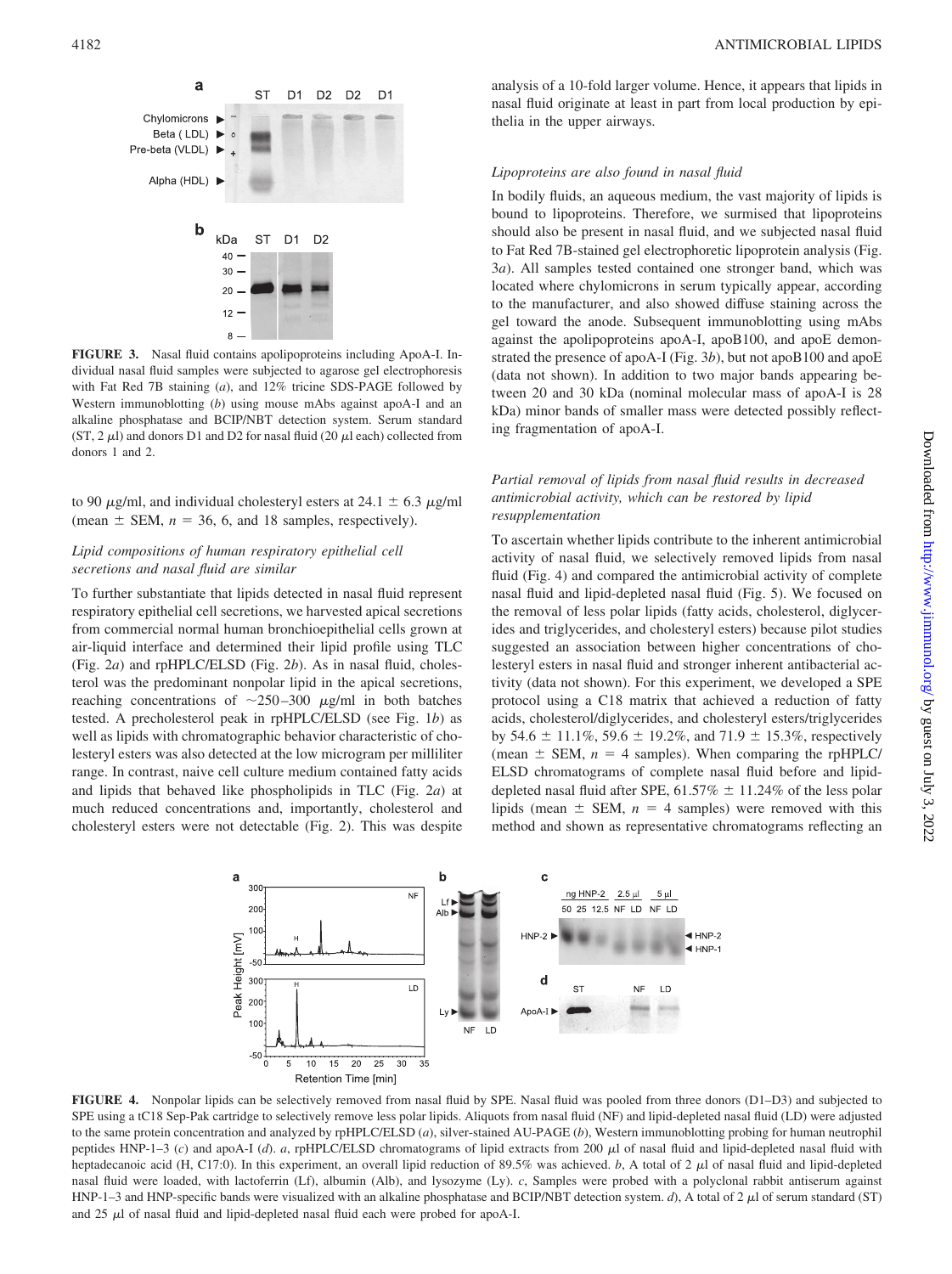**FIGURE 3.** Nasal fluid contains apolipoproteins including ApoA-I. Individual nasal fluid samples were subjected to agarose gel electrophoresis with Fat Red 7B staining (*a*), and 12% tricine SDS-PAGE followed by Western immunoblotting (*b*) using mouse mAbs against apoA-I and an alkaline phosphatase and BCIP/NBT detection system. Serum standard (ST, 2 μl) and donors D1 and D2 for nasal fluid (20 μl each) collected from donors 1 and 2.

to 90 μg/ml, and individual cholesteryl esters at 24.1 ± 6.3 μg/ml (mean ± SEM, $n$ = 36, 6, and 18 samples, respectively).

### *Lipid compositions of human respiratory epithelial cell secretions and nasal fluid are similar*

To further substantiate that lipids detected in nasal fluid represent respiratory epithelial cell secretions, we harvested apical secretions from commercial normal human bronchioepithelial cells grown at air-liquid interface and determined their lipid profile using TLC (Fig. 2*a*) and rpHPLC/ELSD (Fig. 2*b*). As in nasal fluid, cholesterol was the predominant nonpolar lipid in the apical secretions, reaching concentrations of ~250–300 μg/ml in both batches tested. A precholesterol peak in rpHPLC/ELSD (see Fig. 1*b*) as well as lipids with chromatographic behavior characteristic of cholesteryl esters was also detected at the low microgram per milliliter range. In contrast, naive cell culture medium contained fatty acids and lipids that behaved like phospholipids in TLC (Fig. 2*a*) at much reduced concentrations and, importantly, cholesterol and cholesteryl esters were not detectable (Fig. 2). This was despite analysis of a 10-fold larger volume. Hence, it appears that lipids in nasal fluid originate at least in part from local production by epithelia in the upper airways.

### *Lipoproteins are also found in nasal fluid*

In bodily fluids, an aqueous medium, the vast majority of lipids is bound to lipoproteins. Therefore, we surmised that lipoproteins should also be present in nasal fluid, and we subjected nasal fluid to Fat Red 7B-stained gel electrophoretic lipoprotein analysis (Fig. 3*a*). All samples tested contained one stronger band, which was located where chylomicrons in serum typically appear, according to the manufacturer, and also showed diffuse staining across the gel toward the anode. Subsequent immunoblotting using mAbs against the apolipoproteins apoA-I, apoB100, and apoE demonstrated the presence of apoA-I (Fig. 3*b*), but not apoB100 and apoE (data not shown). In addition to two major bands appearing between 20 and 30 kDa (nominal molecular mass of apoA-I is 28 kDa) minor bands of smaller mass were detected possibly reflecting fragmentation of apoA-I.

### *Partial removal of lipids from nasal fluid results in decreased antimicrobial activity, which can be restored by lipid resupplementation*

To ascertain whether lipids contribute to the inherent antimicrobial activity of nasal fluid, we selectively removed lipids from nasal fluid (Fig. 4) and compared the antimicrobial activity of complete nasal fluid and lipid-depleted nasal fluid (Fig. 5). We focused on the removal of less polar lipids (fatty acids, cholesterol, diglycerides and triglycerides, and cholesteryl esters) because pilot studies suggested an association between higher concentrations of cholesteryl esters in nasal fluid and stronger inherent antibacterial activity (data not shown). For this experiment, we developed a SPE protocol using a C18 matrix that achieved a reduction of fatty acids, cholesterol/diglycerides, and cholesteryl esters/triglycerides by 54.6 ± 11.1%, 59.6 ± 19.2%, and 71.9 ± 15.3%, respectively (mean ± SEM, $n$ = 4 samples). When comparing the rpHPLC/ELSD chromatograms of complete nasal fluid before and lipid-depleted nasal fluid after SPE, 61.57% ± 11.24% of the less polar lipids (mean ± SEM, $n$ = 4 samples) were removed with this method and shown as representative chromatograms reflecting an

**FIGURE 4.** Nonpolar lipids can be selectively removed from nasal fluid by SPE. Nasal fluid was pooled from three donors (D1–D3) and subjected to SPE using a tC18 Sep-Pak cartridge to selectively remove less polar lipids. Aliquots from nasal fluid (NF) and lipid-depleted nasal fluid (LD) were adjusted to the same protein concentration and analyzed by rpHPLC/ELSD (*a*), silver-stained AU-PAGE (*b*), Western immunoblotting probing for human neutrophil peptides HNP-1–3 (*c*) and apoA-I (*d*). *a*, rpHPLC/ELSD chromatograms of lipid extracts from 200 μl of nasal fluid and lipid-depleted nasal fluid with heptadecanoic acid (H, C17:0). In this experiment, an overall lipid reduction of 89.5% was achieved. *b*, A total of 2 μl of nasal fluid and lipid-depleted nasal fluid were loaded, with lactoferrin (Lf), albumin (Alb), and lysozyme (Ly). *c*, Samples were probed with a polyclonal rabbit antiserum against HNP-1–3 and HNP-specific bands were visualized with an alkaline phosphatase and BCIP/NBT detection system. *d*), A total of 2 μl of serum standard (ST) and 25 μl of nasal fluid and lipid-depleted nasal fluid each were probed for apoA-I.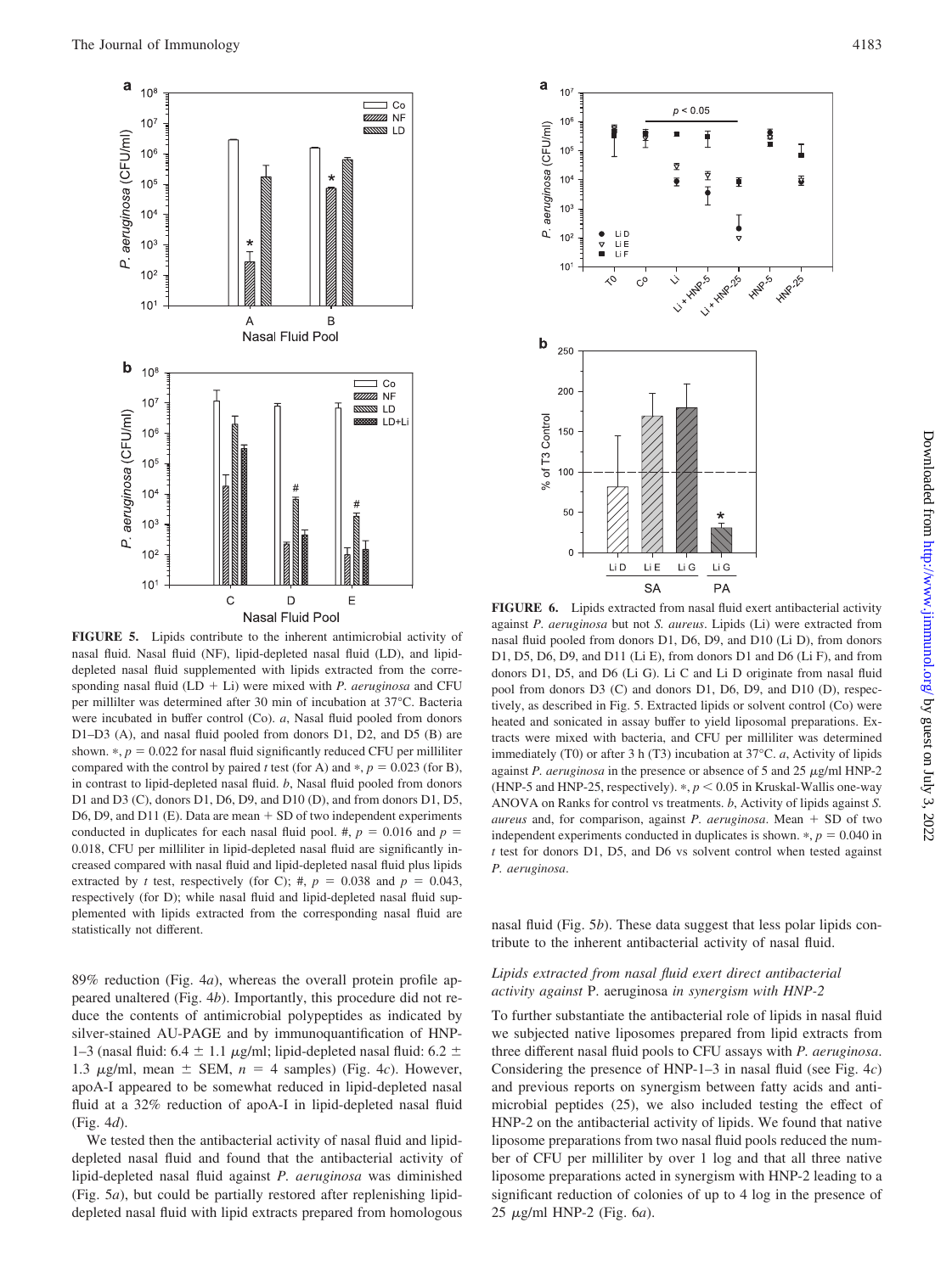**FIGURE 5.** Lipids contribute to the inherent antimicrobial activity of nasal fluid. Nasal fluid (NF), lipid-depleted nasal fluid (LD), and lipid-depleted nasal fluid supplemented with lipids extracted from the corresponding nasal fluid (LD + Li) were mixed with *P. aeruginosa* and CFU per millilter was determined after 30 min of incubation at 37°C. Bacteria were incubated in buffer control (Co). *a*, Nasal fluid pooled from donors D1–D3 (A), and nasal fluid pooled from donors D1, D2, and D5 (B) are shown. *, $p = 0.022$ for nasal fluid significantly reduced CFU per milliliter compared with the control by paired *t* test (for A) and *, $p = 0.023$ (for B), in contrast to lipid-depleted nasal fluid. *b*, Nasal fluid pooled from donors D1 and D3 (C), donors D1, D6, D9, and D10 (D), and from donors D1, D5, D6, D9, and D11 (E). Data are mean + SD of two independent experiments conducted in duplicates for each nasal fluid pool. #, $p = 0.016$ and $p = 0.018$, CFU per milliliter in lipid-depleted nasal fluid are significantly increased compared with nasal fluid and lipid-depleted nasal fluid plus lipids extracted by *t* test, respectively (for C); #, $p = 0.038$ and $p = 0.043$, respectively (for D); while nasal fluid and lipid-depleted nasal fluid supplemented with lipids extracted from the corresponding nasal fluid are statistically not different.

89% reduction (Fig. 4*a*), whereas the overall protein profile appeared unaltered (Fig. 4*b*). Importantly, this procedure did not reduce the contents of antimicrobial polypeptides as indicated by silver-stained AU-PAGE and by immunoquantification of HNP-1–3 (nasal fluid: 6.4 ± 1.1 μg/ml; lipid-depleted nasal fluid: 6.2 ± 1.3 μg/ml, mean ± SEM, $n = 4$ samples) (Fig. 4*c*). However, apoA-I appeared to be somewhat reduced in lipid-depleted nasal fluid at a 32% reduction of apoA-I in lipid-depleted nasal fluid (Fig. 4*d*).

We tested then the antibacterial activity of nasal fluid and lipid-depleted nasal fluid and found that the antibacterial activity of lipid-depleted nasal fluid against *P. aeruginosa* was diminished (Fig. 5*a*), but could be partially restored after replenishing lipid-depleted nasal fluid with lipid extracts prepared from homologous nasal fluid (Fig. 5*b*). These data suggest that less polar lipids contribute to the inherent antibacterial activity of nasal fluid.

**FIGURE 6.** Lipids extracted from nasal fluid exert antibacterial activity against *P. aeruginosa* but not *S. aureus*. Lipids (Li) were extracted from nasal fluid pooled from donors D1, D6, D9, and D10 (Li D), from donors D1, D5, D6, D9, and D11 (Li E), from donors D1 and D6 (Li F), and from donors D1, D5, and D6 (Li G). Li C and Li D originate from nasal fluid pool from donors D3 (C) and donors D1, D6, D9, and D10 (D), respectively, as described in Fig. 5. Extracted lipids or solvent control (Co) were heated and sonicated in assay buffer to yield liposomal preparations. Extracts were mixed with bacteria, and CFU per milliliter was determined immediately (T0) or after 3 h (T3) incubation at 37°C. *a*, Activity of lipids against *P. aeruginosa* in the presence or absence of 5 and 25 μg/ml HNP-2 (HNP-5 and HNP-25, respectively). *, $p < 0.05$ in Kruskal-Wallis one-way ANOVA on Ranks for control vs treatments. *b*, Activity of lipids against *S. aureus* and, for comparison, against *P. aeruginosa*. Mean + SD of two independent experiments conducted in duplicates is shown. *, $p = 0.040$ in *t* test for donors D1, D5, and D6 vs solvent control when tested against *P. aeruginosa*.

### *Lipids extracted from nasal fluid exert direct antibacterial activity against* P. aeruginosa *in synergism with HNP-2*

To further substantiate the antibacterial role of lipids in nasal fluid we subjected native liposomes prepared from lipid extracts from three different nasal fluid pools to CFU assays with *P. aeruginosa*. Considering the presence of HNP-1–3 in nasal fluid (see Fig. 4*c*) and previous reports on synergism between fatty acids and antimicrobial peptides (25), we also included testing the effect of HNP-2 on the antibacterial activity of lipids. We found that native liposome preparations from two nasal fluid pools reduced the number of CFU per milliliter by over 1 log and that all three native liposome preparations acted in synergism with HNP-2 leading to a significant reduction of colonies of up to 4 log in the presence of 25 μg/ml HNP-2 (Fig. 6*a*).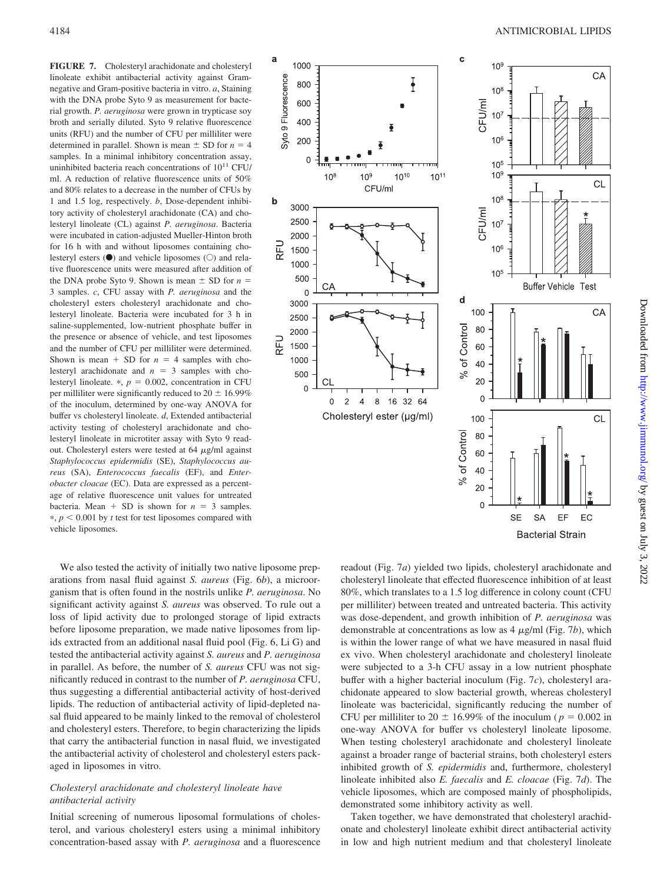**FIGURE 7.** Cholesteryl arachidonate and cholesteryl linoleate exhibit antibacterial activity against Gram-negative and Gram-positive bacteria in vitro. *a*, Staining with the DNA probe Syto 9 as measurement for bacterial growth. *P. aeruginosa* were grown in trypticase soy broth and serially diluted. Syto 9 relative fluorescence units (RFU) and the number of CFU per milliliter were determined in parallel. Shown is mean ± SD for $n = 4$ samples. In a minimal inhibitory concentration assay, uninhibited bacteria reach concentrations of $10^{11}$ CFU/ml. A reduction of relative fluorescence units of 50% and 80% relates to a decrease in the number of CFUs by 1 and 1.5 log, respectively. *b*, Dose-dependent inhibitory activity of cholesteryl arachidonate (CA) and cholesteryl linoleate (CL) against *P. aeruginosa*. Bacteria were incubated in cation-adjusted Mueller-Hinton broth for 16 h with and without liposomes containing cholesteryl esters (●) and vehicle liposomes (○) and relative fluorescence units were measured after addition of the DNA probe Syto 9. Shown is mean ± SD for $n = 3$ samples. *c*, CFU assay with *P. aeruginosa* and the cholesteryl esters cholesteryl arachidonate and cholesteryl linoleate. Bacteria were incubated for 3 h in saline-supplemented, low-nutrient phosphate buffer in the presence or absence of vehicle, and test liposomes and the number of CFU per milliliter were determined. Shown is mean + SD for $n = 4$ samples with cholesteryl arachidonate and $n = 3$ samples with cholesteryl linoleate. *, $p = 0.002$, concentration in CFU per milliliter were significantly reduced to 20 ± 16.99% of the inoculum, determined by one-way ANOVA for buffer vs cholesteryl linoleate. *d*, Extended antibacterial activity testing of cholesteryl arachidonate and cholesteryl linoleate in microtiter assay with Syto 9 readout. Cholesteryl esters were tested at 64 μg/ml against *Staphylococcus epidermidis* (SE), *Staphylococcus aureus* (SA), *Enterococcus faecalis* (EF), and *Enterobacter cloacae* (EC). Data are expressed as a percentage of relative fluorescence unit values for untreated bacteria. Mean + SD is shown for $n = 3$ samples. *, $p < 0.001$ by *t* test for test liposomes compared with vehicle liposomes.

We also tested the activity of initially two native liposome preparations from nasal fluid against *S. aureus* (Fig. 6*b*), a microorganism that is often found in the nostrils unlike *P. aeruginosa*. No significant activity against *S. aureus* was observed. To rule out a loss of lipid activity due to prolonged storage of lipid extracts before liposome preparation, we made native liposomes from lipids extracted from an additional nasal fluid pool (Fig. 6, Li G) and tested the antibacterial activity against *S. aureus* and *P. aeruginosa* in parallel. As before, the number of *S. aureus* CFU was not significantly reduced in contrast to the number of *P. aeruginosa* CFU, thus suggesting a differential antibacterial activity of host-derived lipids. The reduction of antibacterial activity of lipid-depleted nasal fluid appeared to be mainly linked to the removal of cholesterol and cholesteryl esters. Therefore, to begin characterizing the lipids that carry the antibacterial function in nasal fluid, we investigated the antibacterial activity of cholesterol and cholesteryl esters packaged in liposomes in vitro.

### *Cholesteryl arachidonate and cholesteryl linoleate have antibacterial activity*

Initial screening of numerous liposomal formulations of cholesterol, and various cholesteryl esters using a minimal inhibitory concentration-based assay with *P. aeruginosa* and a fluorescence readout (Fig. 7*a*) yielded two lipids, cholesteryl arachidonate and cholesteryl linoleate that effected fluorescence inhibition of at least 80%, which translates to a 1.5 log difference in colony count (CFU per milliliter) between treated and untreated bacteria. This activity was dose-dependent, and growth inhibition of *P. aeruginosa* was demonstrable at concentrations as low as 4 μg/ml (Fig. 7*b*), which is within the lower range of what we have measured in nasal fluid ex vivo. When cholesteryl arachidonate and cholesteryl linoleate were subjected to a 3-h CFU assay in a low nutrient phosphate buffer with a higher bacterial inoculum (Fig. 7*c*), cholesteryl arachidonate appeared to slow bacterial growth, whereas cholesteryl linoleate was bactericidal, significantly reducing the number of CFU per milliliter to 20 ± 16.99% of the inoculum ($p = 0.002$ in one-way ANOVA for buffer vs cholesteryl linoleate liposome. When testing cholesteryl arachidonate and cholesteryl linoleate against a broader range of bacterial strains, both cholesteryl esters inhibited growth of *S. epidermidis* and, furthermore, cholesteryl linoleate inhibited also *E. faecalis* and *E. cloacae* (Fig. 7*d*). The vehicle liposomes, which are composed mainly of phospholipids, demonstrated some inhibitory activity as well.

Taken together, we have demonstrated that cholesteryl arachidonate and cholesteryl linoleate exhibit direct antibacterial activity in low and high nutrient medium and that cholesteryl linoleate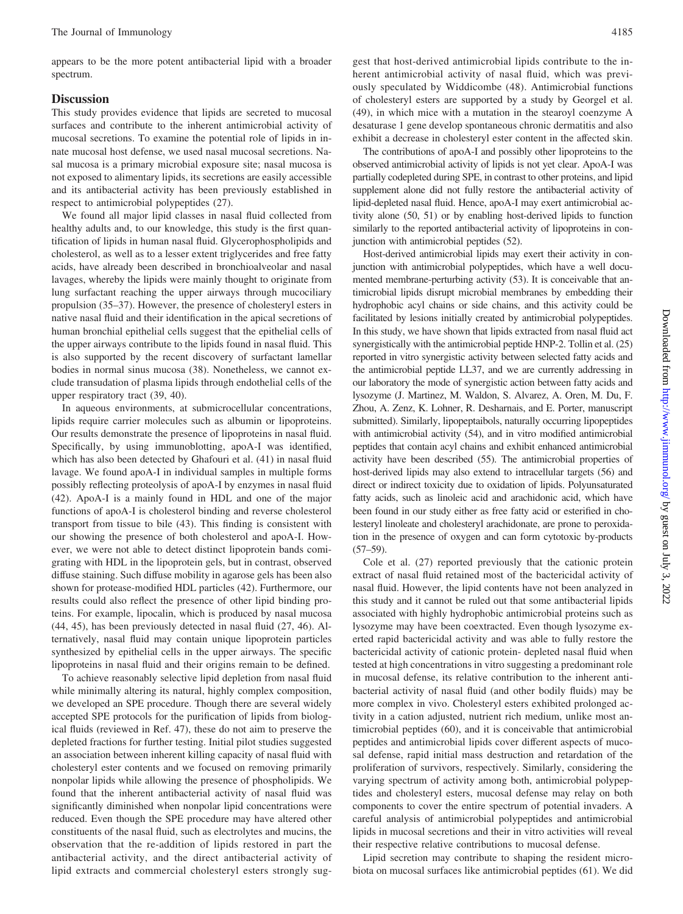appears to be the more potent antibacterial lipid with a broader spectrum.

## Discussion

This study provides evidence that lipids are secreted to mucosal surfaces and contribute to the inherent antimicrobial activity of mucosal secretions. To examine the potential role of lipids in innate mucosal host defense, we used nasal mucosal secretions. Nasal mucosa is a primary microbial exposure site; nasal mucosa is not exposed to alimentary lipids, its secretions are easily accessible and its antibacterial activity has been previously established in respect to antimicrobial polypeptides (27).

We found all major lipid classes in nasal fluid collected from healthy adults and, to our knowledge, this study is the first quantification of lipids in human nasal fluid. Glycerophospholipids and cholesterol, as well as to a lesser extent triglycerides and free fatty acids, have already been described in bronchioalveolar and nasal lavages, whereby the lipids were mainly thought to originate from lung surfactant reaching the upper airways through mucociliary propulsion (35–37). However, the presence of cholesteryl esters in native nasal fluid and their identification in the apical secretions of human bronchial epithelial cells suggest that the epithelial cells of the upper airways contribute to the lipids found in nasal fluid. This is also supported by the recent discovery of surfactant lamellar bodies in normal sinus mucosa (38). Nonetheless, we cannot exclude transudation of plasma lipids through endothelial cells of the upper respiratory tract (39, 40).

In aqueous environments, at submicrocellular concentrations, lipids require carrier molecules such as albumin or lipoproteins. Our results demonstrate the presence of lipoproteins in nasal fluid. Specifically, by using immunoblotting, apoA-I was identified, which has also been detected by Ghafouri et al. (41) in nasal fluid lavage. We found apoA-I in individual samples in multiple forms possibly reflecting proteolysis of apoA-I by enzymes in nasal fluid (42). ApoA-I is a mainly found in HDL and one of the major functions of apoA-I is cholesterol binding and reverse cholesterol transport from tissue to bile (43). This finding is consistent with our showing the presence of both cholesterol and apoA-I. However, we were not able to detect distinct lipoprotein bands comigrating with HDL in the lipoprotein gels, but in contrast, observed diffuse staining. Such diffuse mobility in agarose gels has been also shown for protease-modified HDL particles (42). Furthermore, our results could also reflect the presence of other lipid binding proteins. For example, lipocalin, which is produced by nasal mucosa (44, 45), has been previously detected in nasal fluid (27, 46). Alternatively, nasal fluid may contain unique lipoprotein particles synthesized by epithelial cells in the upper airways. The specific lipoproteins in nasal fluid and their origins remain to be defined.

To achieve reasonably selective lipid depletion from nasal fluid while minimally altering its natural, highly complex composition, we developed an SPE procedure. Though there are several widely accepted SPE protocols for the purification of lipids from biological fluids (reviewed in Ref. 47), these do not aim to preserve the depleted fractions for further testing. Initial pilot studies suggested an association between inherent killing capacity of nasal fluid with cholesteryl ester contents and we focused on removing primarily nonpolar lipids while allowing the presence of phospholipids. We found that the inherent antibacterial activity of nasal fluid was significantly diminished when nonpolar lipid concentrations were reduced. Even though the SPE procedure may have altered other constituents of the nasal fluid, such as electrolytes and mucins, the observation that the re-addition of lipids restored in part the antibacterial activity, and the direct antibacterial activity of lipid extracts and commercial cholesteryl esters strongly suggest that host-derived antimicrobial lipids contribute to the inherent antimicrobial activity of nasal fluid, which was previously speculated by Widdicombe (48). Antimicrobial functions of cholesteryl esters are supported by a study by Georgel et al. (49), in which mice with a mutation in the stearoyl coenzyme A desaturase 1 gene develop spontaneous chronic dermatitis and also exhibit a decrease in cholesteryl ester content in the affected skin.

The contributions of apoA-I and possibly other lipoproteins to the observed antimicrobial activity of lipids is not yet clear. ApoA-I was partially codepleted during SPE, in contrast to other proteins, and lipid supplement alone did not fully restore the antibacterial activity of lipid-depleted nasal fluid. Hence, apoA-I may exert antimicrobial activity alone (50, 51) or by enabling host-derived lipids to function similarly to the reported antibacterial activity of lipoproteins in conjunction with antimicrobial peptides (52).

Host-derived antimicrobial lipids may exert their activity in conjunction with antimicrobial polypeptides, which have a well documented membrane-perturbing activity (53). It is conceivable that antimicrobial lipids disrupt microbial membranes by embedding their hydrophobic acyl chains or side chains, and this activity could be facilitated by lesions initially created by antimicrobial polypeptides. In this study, we have shown that lipids extracted from nasal fluid act synergistically with the antimicrobial peptide HNP-2. Tollin et al. (25) reported in vitro synergistic activity between selected fatty acids and the antimicrobial peptide LL37, and we are currently addressing in our laboratory the mode of synergistic action between fatty acids and lysozyme (J. Martinez, M. Waldon, S. Alvarez, A. Oren, M. Du, F. Zhou, A. Zenz, K. Lohner, R. Desharnais, and E. Porter, manuscript submitted). Similarly, lipopeptaibols, naturally occurring lipopeptides with antimicrobial activity (54), and in vitro modified antimicrobial peptides that contain acyl chains and exhibit enhanced antimicrobial activity have been described (55). The antimicrobial properties of host-derived lipids may also extend to intracellular targets (56) and direct or indirect toxicity due to oxidation of lipids. Polyunsaturated fatty acids, such as linoleic acid and arachidonic acid, which have been found in our study either as free fatty acid or esterified in cholesteryl linoleate and cholesteryl arachidonate, are prone to peroxidation in the presence of oxygen and can form cytotoxic by-products (57–59).

Cole et al. (27) reported previously that the cationic protein extract of nasal fluid retained most of the bactericidal activity of nasal fluid. However, the lipid contents have not been analyzed in this study and it cannot be ruled out that some antibacterial lipids associated with highly hydrophobic antimicrobial proteins such as lysozyme may have been coextracted. Even though lysozyme exerted rapid bactericidal activity and was able to fully restore the bactericidal activity of cationic protein- depleted nasal fluid when tested at high concentrations in vitro suggesting a predominant role in mucosal defense, its relative contribution to the inherent antibacterial activity of nasal fluid (and other bodily fluids) may be more complex in vivo. Cholesteryl esters exhibited prolonged activity in a cation adjusted, nutrient rich medium, unlike most antimicrobial peptides (60), and it is conceivable that antimicrobial peptides and antimicrobial lipids cover different aspects of mucosal defense, rapid initial mass destruction and retardation of the proliferation of survivors, respectively. Similarly, considering the varying spectrum of activity among both, antimicrobial polypeptides and cholesteryl esters, mucosal defense may relay on both components to cover the entire spectrum of potential invaders. A careful analysis of antimicrobial polypeptides and antimicrobial lipids in mucosal secretions and their in vitro activities will reveal their respective relative contributions to mucosal defense.

Lipid secretion may contribute to shaping the resident microbiota on mucosal surfaces like antimicrobial peptides (61). We did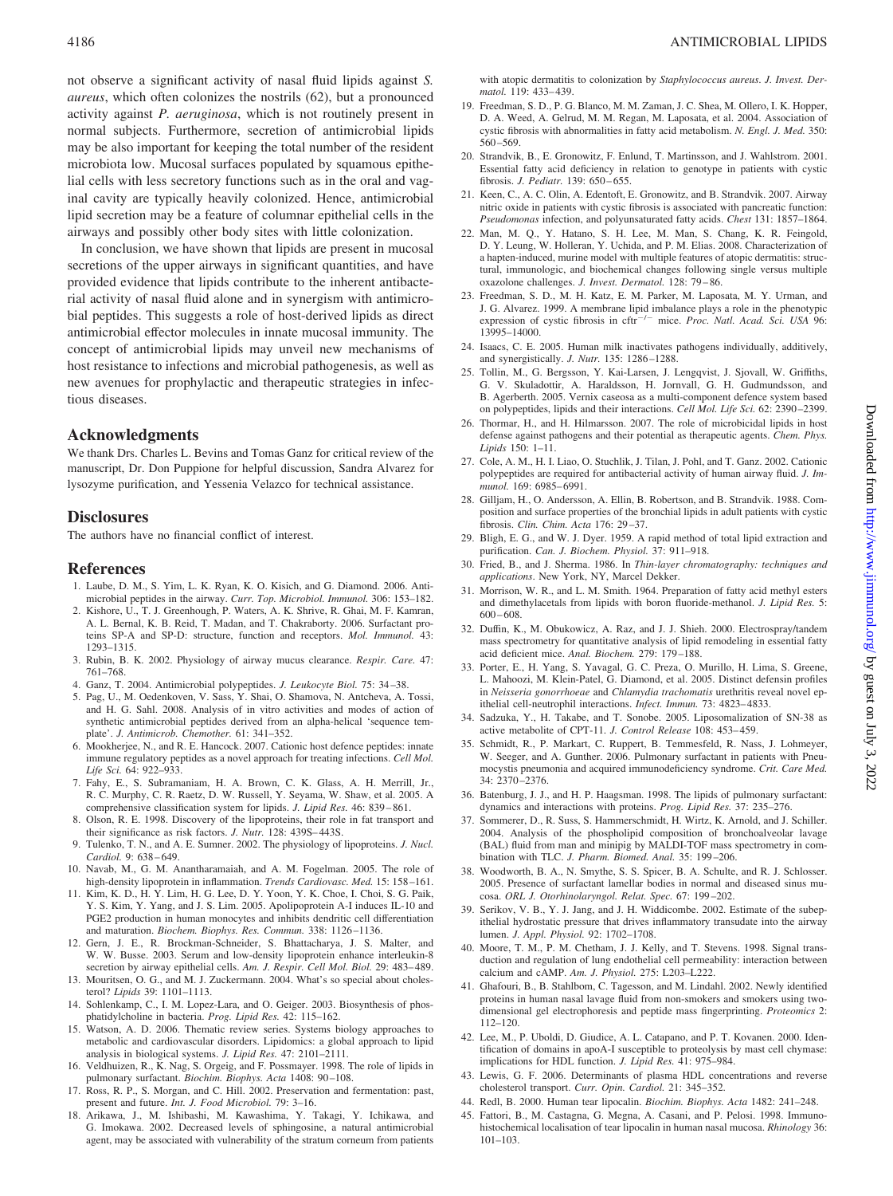not observe a significant activity of nasal fluid lipids against *S. aureus*, which often colonizes the nostrils (62), but a pronounced activity against *P. aeruginosa*, which is not routinely present in normal subjects. Furthermore, secretion of antimicrobial lipids may be also important for keeping the total number of the resident microbiota low. Mucosal surfaces populated by squamous epithelial cells with less secretory functions such as in the oral and vaginal cavity are typically heavily colonized. Hence, antimicrobial lipid secretion may be a feature of columnar epithelial cells in the airways and possibly other body sites with little colonization.

In conclusion, we have shown that lipids are present in mucosal secretions of the upper airways in significant quantities, and have provided evidence that lipids contribute to the inherent antibacterial activity of nasal fluid alone and in synergism with antimicrobial peptides. This suggests a role of host-derived lipids as direct antimicrobial effector molecules in innate mucosal immunity. The concept of antimicrobial lipids may unveil new mechanisms of host resistance to infections and microbial pathogenesis, as well as new avenues for prophylactic and therapeutic strategies in infectious diseases.

## Acknowledgments

We thank Drs. Charles L. Bevins and Tomas Ganz for critical review of the manuscript, Dr. Don Puppione for helpful discussion, Sandra Alvarez for lysozyme purification, and Yessenia Velazco for technical assistance.

## Disclosures

The authors have no financial conflict of interest.

## References

1. Laube, D. M., S. Yim, L. K. Ryan, K. O. Kisich, and G. Diamond. 2006. Antimicrobial peptides in the airway. *Curr. Top. Microbiol. Immunol.* 306: 153–182.
2. Kishore, U., T. J. Greenhough, P. Waters, A. K. Shrive, R. Ghai, M. F. Kamran, A. L. Bernal, K. B. Reid, T. Madan, and T. Chakraborty. 2006. Surfactant proteins SP-A and SP-D: structure, function and receptors. *Mol. Immunol.* 43: 1293–1315.
3. Rubin, B. K. 2002. Physiology of airway mucus clearance. *Respir. Care.* 47: 761–768.
4. Ganz, T. 2004. Antimicrobial polypeptides. *J. Leukocyte Biol.* 75: 34–38.
5. Pag, U., M. Oedenkoven, V. Sass, Y. Shai, O. Shamova, N. Antcheva, A. Tossi, and H. G. Sahl. 2008. Analysis of in vitro activities and modes of action of synthetic antimicrobial peptides derived from an alpha-helical 'sequence template'. *J. Antimicrob. Chemother.* 61: 341–352.
6. Mookherjee, N., and R. E. Hancock. 2007. Cationic host defence peptides: innate immune regulatory peptides as a novel approach for treating infections. *Cell Mol. Life Sci.* 64: 922–933.
7. Fahy, E., S. Subramaniam, H. A. Brown, C. K. Glass, A. H. Merrill, Jr., R. C. Murphy, C. R. Raetz, D. W. Russell, Y. Seyama, W. Shaw, et al. 2005. A comprehensive classification system for lipids. *J. Lipid Res.* 46: 839–861.
8. Olson, R. E. 1998. Discovery of the lipoproteins, their role in fat transport and their significance as risk factors. *J. Nutr.* 128: 439S–443S.
9. Tulenko, T. N., and A. E. Sumner. 2002. The physiology of lipoproteins. *J. Nucl. Cardiol.* 9: 638–649.
10. Navab, M., G. M. Anantharamaiah, and A. M. Fogelman. 2005. The role of high-density lipoprotein in inflammation. *Trends Cardiovasc. Med.* 15: 158–161.
11. Kim, K. D., H. Y. Lim, H. G. Lee, D. Y. Yoon, Y. K. Choe, I. Choi, S. G. Paik, Y. S. Kim, Y. Yang, and J. S. Lim. 2005. Apolipoprotein A-I induces IL-10 and PGE2 production in human monocytes and inhibits dendritic cell differentiation and maturation. *Biochem. Biophys. Res. Commun.* 338: 1126–1136.
12. Gern, J. E., R. Brockman-Schneider, S. Bhattacharya, J. S. Malter, and W. W. Busse. 2003. Serum and low-density lipoprotein enhance interleukin-8 secretion by airway epithelial cells. *Am. J. Respir. Cell Mol. Biol.* 29: 483–489.
13. Mouritsen, O. G., and M. J. Zuckermann. 2004. What's so special about cholesterol? *Lipids* 39: 1101–1113.
14. Sohlenkamp, C., I. M. Lopez-Lara, and O. Geiger. 2003. Biosynthesis of phosphatidylcholine in bacteria. *Prog. Lipid Res.* 42: 115–162.
15. Watson, A. D. 2006. Thematic review series. Systems biology approaches to metabolic and cardiovascular disorders. Lipidomics: a global approach to lipid analysis in biological systems. *J. Lipid Res.* 47: 2101–2111.
16. Veldhuizen, R., K. Nag, S. Orgeig, and F. Possmayer. 1998. The role of lipids in pulmonary surfactant. *Biochim. Biophys. Acta* 1408: 90–108.
17. Ross, R. P., S. Morgan, and C. Hill. 2002. Preservation and fermentation: past, present and future. *Int. J. Food Microbiol.* 79: 3–16.
18. Arikawa, J., M. Ishibashi, M. Kawashima, Y. Takagi, Y. Ichikawa, and G. Imokawa. 2002. Decreased levels of sphingosine, a natural antimicrobial agent, may be associated with vulnerability of the stratum corneum from patients with atopic dermatitis to colonization by *Staphylococcus aureus*. *J. Invest. Dermatol.* 119: 433–439.
19. Freedman, S. D., P. G. Blanco, M. M. Zaman, J. C. Shea, M. Ollero, I. K. Hopper, D. A. Weed, A. Gelrud, M. M. Regan, M. Laposata, et al. 2004. Association of cystic fibrosis with abnormalities in fatty acid metabolism. *N. Engl. J. Med.* 350: 560–569.
20. Strandvik, B., E. Gronowitz, F. Enlund, T. Martinsson, and J. Wahlstrom. 2001. Essential fatty acid deficiency in relation to genotype in patients with cystic fibrosis. *J. Pediatr.* 139: 650–655.
21. Keen, C., A. C. Olin, A. Edentoft, E. Gronowitz, and B. Strandvik. 2007. Airway nitric oxide in patients with cystic fibrosis is associated with pancreatic function: *Pseudomonas* infection, and polyunsaturated fatty acids. *Chest* 131: 1857–1864.
22. Man, M. Q., Y. Hatano, S. H. Lee, M. Man, S. Chang, K. R. Feingold, D. Y. Leung, W. Holleran, Y. Uchida, and P. M. Elias. 2008. Characterization of a hapten-induced, murine model with multiple features of atopic dermatitis: structural, immunologic, and biochemical changes following single versus multiple oxazolone challenges. *J. Invest. Dermatol.* 128: 79–86.
23. Freedman, S. D., M. H. Katz, E. M. Parker, M. Laposata, M. Y. Urman, and J. G. Alvarez. 1999. A membrane lipid imbalance plays a role in the phenotypic expression of cystic fibrosis in cftr$^{-/-}$ mice. *Proc. Natl. Acad. Sci. USA* 96: 13995–14000.
24. Isaacs, C. E. 2005. Human milk inactivates pathogens individually, additively, and synergistically. *J. Nutr.* 135: 1286–1288.
25. Tollin, M., G. Bergsson, Y. Kai-Larsen, J. Lengqvist, J. Sjovall, W. Griffiths, G. V. Skuladottir, A. Haraldsson, H. Jornvall, G. H. Gudmundsson, and B. Agerberth. 2005. Vernix caseosa as a multi-component defence system based on polypeptides, lipids and their interactions. *Cell Mol. Life Sci.* 62: 2390–2399.
26. Thormar, H., and H. Hilmarsson. 2007. The role of microbicidal lipids in host defense against pathogens and their potential as therapeutic agents. *Chem. Phys. Lipids* 150: 1–11.
27. Cole, A. M., H. I. Liao, O. Stuchlik, J. Tilan, J. Pohl, and T. Ganz. 2002. Cationic polypeptides are required for antibacterial activity of human airway fluid. *J. Immunol.* 169: 6985–6991.
28. Gilljam, H., O. Andersson, A. Ellin, B. Robertson, and B. Strandvik. 1988. Composition and surface properties of the bronchial lipids in adult patients with cystic fibrosis. *Clin. Chim. Acta* 176: 29–37.
29. Bligh, E. G., and W. J. Dyer. 1959. A rapid method of total lipid extraction and purification. *Can. J. Biochem. Physiol.* 37: 911–918.
30. Fried, B., and J. Sherma. 1986. In *Thin-layer chromatography: techniques and applications*. New York, NY, Marcel Dekker.
31. Morrison, W. R., and L. M. Smith. 1964. Preparation of fatty acid methyl esters and dimethylacetals from lipids with boron fluoride-methanol. *J. Lipid Res.* 5: 600–608.
32. Duffin, K., M. Obukowicz, A. Raz, and J. J. Shieh. 2000. Electrospray/tandem mass spectrometry for quantitative analysis of lipid remodeling in essential fatty acid deficient mice. *Anal. Biochem.* 279: 179–188.
33. Porter, E., H. Yang, S. Yavagal, G. C. Preza, O. Murillo, H. Lima, S. Greene, L. Mahoozi, M. Klein-Patel, G. Diamond, et al. 2005. Distinct defensin profiles in *Neisseria gonorrhoeae* and *Chlamydia trachomatis* urethritis reveal novel epithelial cell-neutrophil interactions. *Infect. Immun.* 73: 4823–4833.
34. Sadzuka, Y., H. Takabe, and T. Sonobe. 2005. Liposomalization of SN-38 as active metabolite of CPT-11. *J. Control Release* 108: 453–459.
35. Schmidt, R., P. Markart, C. Ruppert, B. Temmesfeld, R. Nass, J. Lohmeyer, W. Seeger, and A. Gunther. 2006. Pulmonary surfactant in patients with Pneumocystis pneumonia and acquired immunodeficiency syndrome. *Crit. Care Med.* 34: 2370–2376.
36. Batenburg, J. J., and H. P. Haagsman. 1998. The lipids of pulmonary surfactant: dynamics and interactions with proteins. *Prog. Lipid Res.* 37: 235–276.
37. Sommerer, D., R. Suss, S. Hammerschmidt, H. Wirtz, K. Arnold, and J. Schiller. 2004. Analysis of the phospholipid composition of bronchoalveolar lavage (BAL) fluid from man and minipig by MALDI-TOF mass spectrometry in combination with TLC. *J. Pharm. Biomed. Anal.* 35: 199–206.
38. Woodworth, B. A., N. Smythe, S. S. Spicer, B. A. Schulte, and R. J. Schlosser. 2005. Presence of surfactant lamellar bodies in normal and diseased sinus mucosa. *ORL J. Otorhinolaryngol. Relat. Spec.* 67: 199–202.
39. Serikov, V. B., Y. J. Jang, and J. H. Widdicombe. 2002. Estimate of the subepithelial hydrostatic pressure that drives inflammatory transudate into the airway lumen. *J. Appl. Physiol.* 92: 1702–1708.
40. Moore, T. M., P. M. Chetham, J. J. Kelly, and T. Stevens. 1998. Signal transduction and regulation of lung endothelial cell permeability: interaction between calcium and cAMP. *Am. J. Physiol.* 275: L203–L222.
41. Ghafouri, B., B. Stahlbom, C. Tagesson, and M. Lindahl. 2002. Newly identified proteins in human nasal lavage fluid from non-smokers and smokers using two-dimensional gel electrophoresis and peptide mass fingerprinting. *Proteomics* 2: 112–120.
42. Lee, M., P. Uboldi, D. Giudice, A. L. Catapano, and P. T. Kovanen. 2000. Identification of domains in apoA-I susceptible to proteolysis by mast cell chymase: implications for HDL function. *J. Lipid Res.* 41: 975–984.
43. Lewis, G. F. 2006. Determinants of plasma HDL concentrations and reverse cholesterol transport. *Curr. Opin. Cardiol.* 21: 345–352.
44. Redl, B. 2000. Human tear lipocalin. *Biochim. Biophys. Acta* 1482: 241–248.
45. Fattori, B., M. Castagna, G. Megna, A. Casani, and P. Pelosi. 1998. Immunohistochemical localisation of tear lipocalin in human nasal mucosa. *Rhinology* 36: 101–103.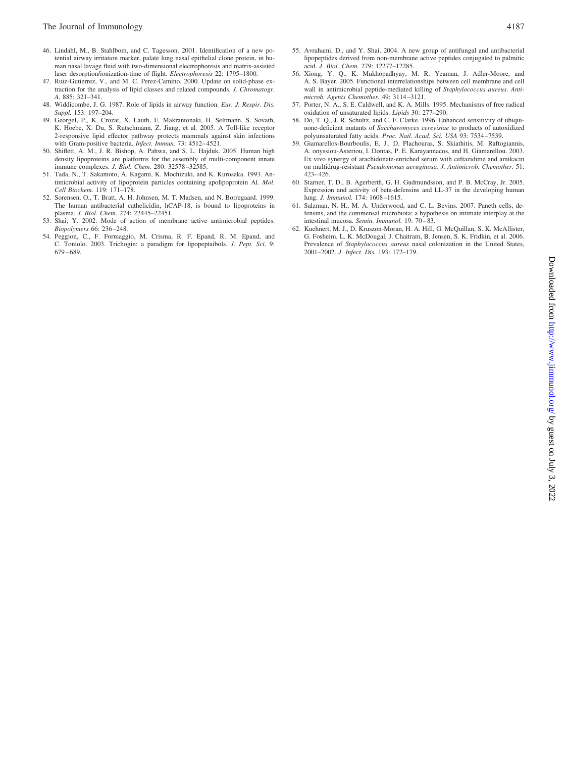46. Lindahl, M., B. Stahlbom, and C. Tagesson. 2001. Identification of a new potential airway irritation marker, palate lung nasal epithelial clone protein, in human nasal lavage fluid with two-dimensional electrophoresis and matrix-assisted laser desorption/ionization-time of flight. *Electrophoresis* 22: 1795–1800.
47. Ruiz-Gutierrez, V., and M. C. Perez-Camino. 2000. Update on solid-phase extraction for the analysis of lipid classes and related compounds. *J. Chromatogr. A.* 885: 321–341.
48. Widdicombe, J. G. 1987. Role of lipids in airway function. *Eur. J. Respir. Dis. Suppl.* 153: 197–204.
49. Georgel, P., K. Crozat, X. Lauth, E. Makrantonaki, H. Seltmann, S. Sovath, K. Hoebe, X. Du, S. Rutschmann, Z. Jiang, et al. 2005. A Toll-like receptor 2-responsive lipid effector pathway protects mammals against skin infections with Gram-positive bacteria. *Infect. Immun.* 73: 4512–4521.
50. Shiflett, A. M., J. R. Bishop, A. Pahwa, and S. L. Hajduk. 2005. Human high density lipoproteins are platforms for the assembly of multi-component innate immune complexes. *J. Biol. Chem.* 280: 32578–32585.
51. Tada, N., T. Sakamoto, A. Kagami, K. Mochizuki, and K. Kurosaka. 1993. Antimicrobial activity of lipoprotein particles containing apolipoprotein Al. *Mol. Cell Biochem.* 119: 171–178.
52. Sorensen, O., T. Bratt, A. H. Johnsen, M. T. Madsen, and N. Borregaard. 1999. The human antibacterial cathelicidin, hCAP-18, is bound to lipoproteins in plasma. *J. Biol. Chem.* 274: 22445–22451.
53. Shai, Y. 2002. Mode of action of membrane active antimicrobial peptides. *Biopolymers* 66: 236–248.
54. Peggion, C., F. Formaggio, M. Crisma, R. F. Epand, R. M. Epand, and C. Toniolo. 2003. Trichogin: a paradigm for lipopeptaibols. *J. Pept. Sci.* 9: 679–689.
55. Avrahami, D., and Y. Shai. 2004. A new group of antifungal and antibacterial lipopeptides derived from non-membrane active peptides conjugated to palmitic acid. *J. Biol. Chem.* 279: 12277–12285.
56. Xiong, Y. Q., K. Mukhopadhyay, M. R. Yeaman, J. Adler-Moore, and A. S. Bayer. 2005. Functional interrelationships between cell membrane and cell wall in antimicrobial peptide-mediated killing of *Staphylococcus aureus*. *Antimicrob. Agents Chemother.* 49: 3114–3121.
57. Porter, N. A., S. E. Caldwell, and K. A. Mills. 1995. Mechanisms of free radical oxidation of unsaturated lipids. *Lipids* 30: 277–290.
58. Do, T. Q., J. R. Schultz, and C. F. Clarke. 1996. Enhanced sensitivity of ubiquinone-deficient mutants of *Saccharomyces cerevisiae* to products of autoxidized polyunsaturated fatty acids. *Proc. Natl. Acad. Sci. USA* 93: 7534–7539.
59. Giamarellos-Bourboulis, E. J., D. Plachouras, S. Skiathitis, M. Raftogiannis, A. onyssiou-Asteriou, I. Dontas, P. E. Karayannacos, and H. Giamarellou. 2003. Ex vivo synergy of arachidonate-enriched serum with ceftazidime and amikacin on multidrug-resistant *Pseudomonas aeruginosa*. *J. Antimicrob. Chemother.* 51: 423–426.
60. Starner, T. D., B. Agerberth, G. H. Gudmundsson, and P. B. McCray, Jr. 2005. Expression and activity of beta-defensins and LL-37 in the developing human lung. *J. Immunol.* 174: 1608–1615.
61. Salzman, N. H., M. A. Underwood, and C. L. Bevins. 2007. Paneth cells, defensins, and the commensal microbiota: a hypothesis on intimate interplay at the intestinal mucosa. *Semin. Immunol.* 19: 70–83.
62. Kuehnert, M. J., D. Kruszon-Moran, H. A. Hill, G. McQuillan, S. K. McAllister, G. Fosheim, L. K. McDougal, J. Chaitram, B. Jensen, S. K. Fridkin, et al. 2006. Prevalence of *Staphylococcus aureus* nasal colonization in the United States, 2001–2002. *J. Infect. Dis.* 193: 172–179.